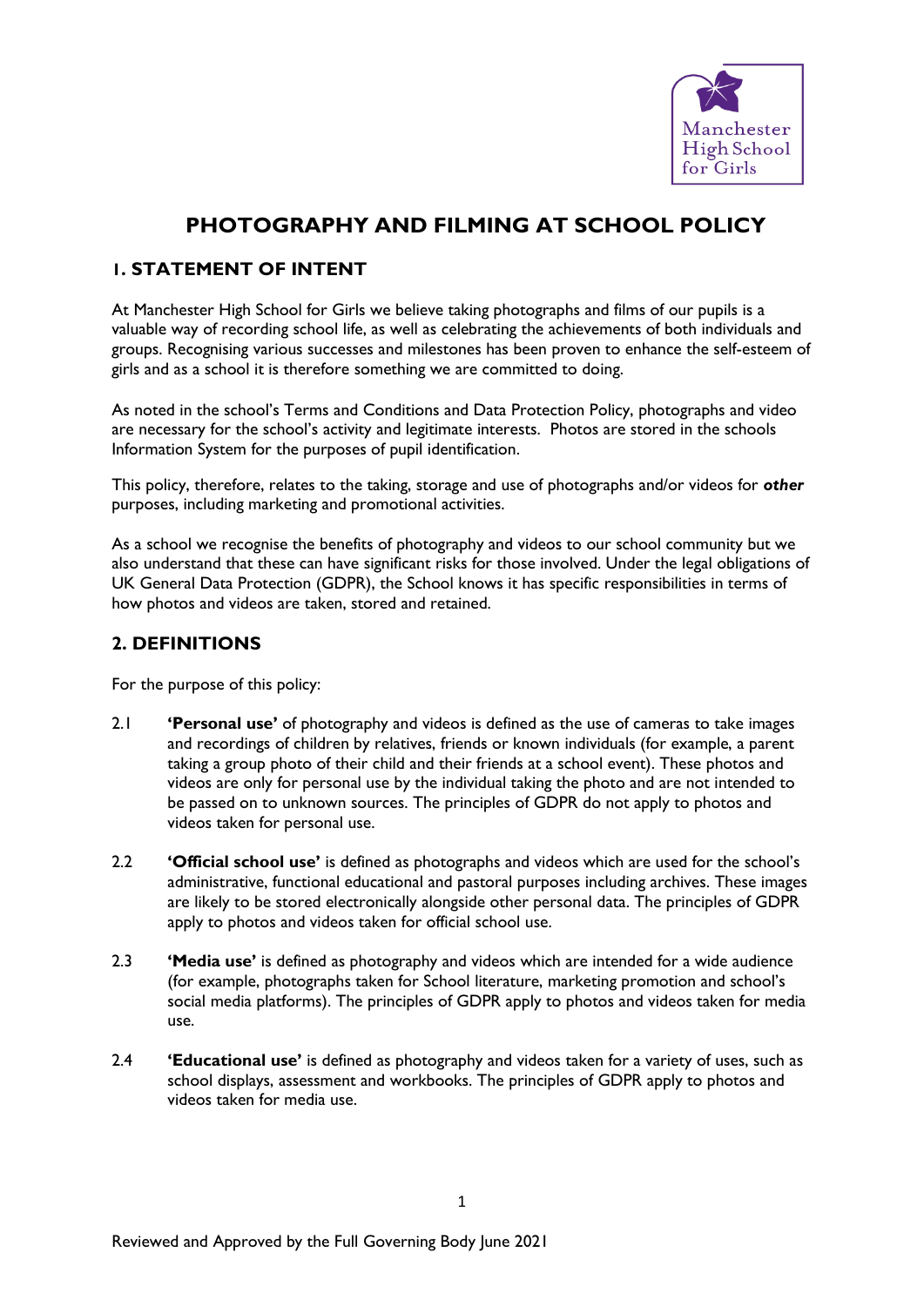# PHOTOGRAPHY AND FILMING AT SCHOOL POLICY

## 1. STATEMENT OF INTENT

At Manchester High School for Girls we believe taking photographs and films of our pupils is a valuable way of recording school life, as well as celebrating the achievements of both individuals and groups. Recognising various successes and milestones has been proven to enhance the self-esteem of girls and as a school it is therefore something we are committed to doing.

As noted in the school's Terms and Conditions and Data Protection Policy, photographs and video are necessary for the school's activity and legitimate interests. Photos are stored in the schools Information System for the purposes of pupil identification.

This policy, therefore, relates to the taking, storage and use of photographs and/or videos for ***other*** purposes, including marketing and promotional activities.

As a school we recognise the benefits of photography and videos to our school community but we also understand that these can have significant risks for those involved. Under the legal obligations of UK General Data Protection (GDPR), the School knows it has specific responsibilities in terms of how photos and videos are taken, stored and retained.

## 2. DEFINITIONS

For the purpose of this policy:

2.1 **'Personal use'** of photography and videos is defined as the use of cameras to take images and recordings of children by relatives, friends or known individuals (for example, a parent taking a group photo of their child and their friends at a school event). These photos and videos are only for personal use by the individual taking the photo and are not intended to be passed on to unknown sources. The principles of GDPR do not apply to photos and videos taken for personal use.

2.2 **'Official school use'** is defined as photographs and videos which are used for the school's administrative, functional educational and pastoral purposes including archives. These images are likely to be stored electronically alongside other personal data. The principles of GDPR apply to photos and videos taken for official school use.

2.3 **'Media use'** is defined as photography and videos which are intended for a wide audience (for example, photographs taken for School literature, marketing promotion and school's social media platforms). The principles of GDPR apply to photos and videos taken for media use.

2.4 **'Educational use'** is defined as photography and videos taken for a variety of uses, such as school displays, assessment and workbooks. The principles of GDPR apply to photos and videos taken for media use.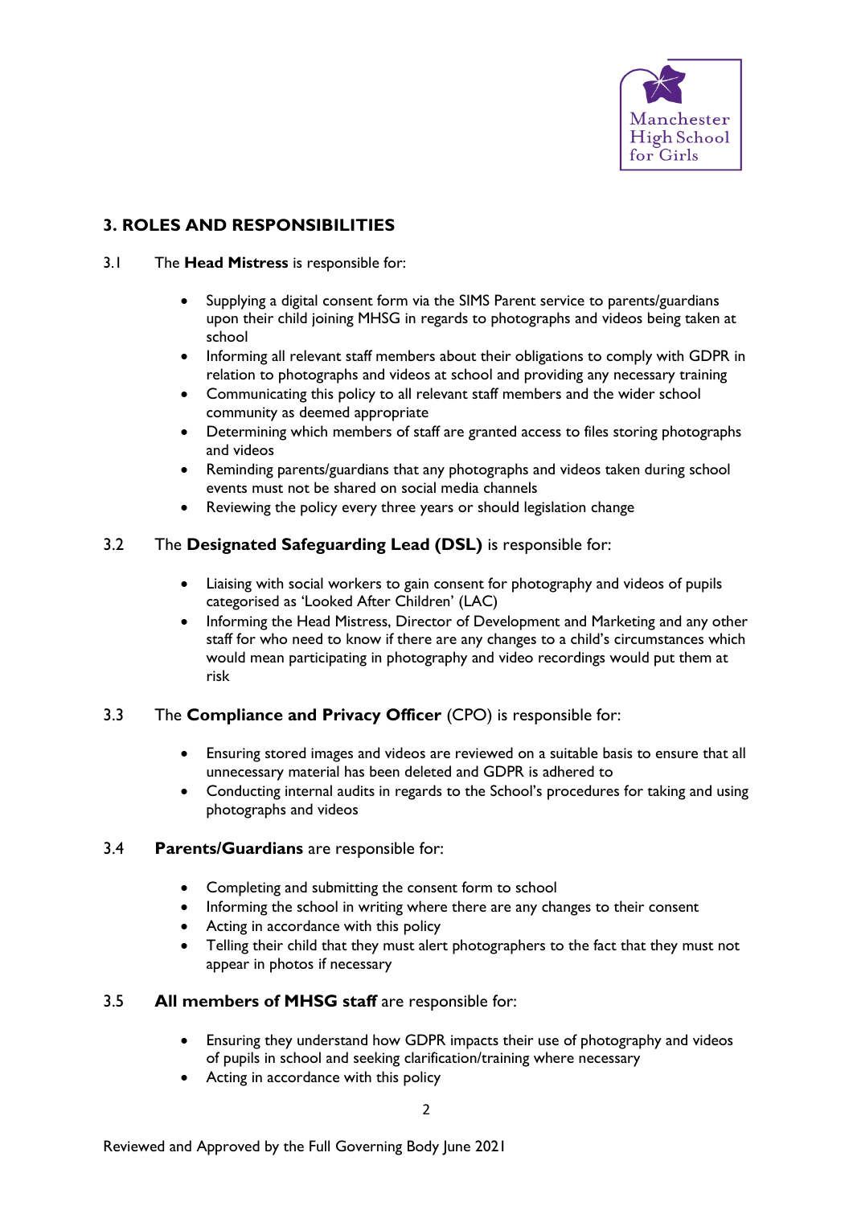## 3. ROLES AND RESPONSIBILITIES

3.1 The **Head Mistress** is responsible for:

- Supplying a digital consent form via the SIMS Parent service to parents/guardians upon their child joining MHSG in regards to photographs and videos being taken at school
- Informing all relevant staff members about their obligations to comply with GDPR in relation to photographs and videos at school and providing any necessary training
- Communicating this policy to all relevant staff members and the wider school community as deemed appropriate
- Determining which members of staff are granted access to files storing photographs and videos
- Reminding parents/guardians that any photographs and videos taken during school events must not be shared on social media channels
- Reviewing the policy every three years or should legislation change

3.2 The **Designated Safeguarding Lead (DSL)** is responsible for:

- Liaising with social workers to gain consent for photography and videos of pupils categorised as 'Looked After Children' (LAC)
- Informing the Head Mistress, Director of Development and Marketing and any other staff for who need to know if there are any changes to a child's circumstances which would mean participating in photography and video recordings would put them at risk

3.3 The **Compliance and Privacy Officer** (CPO) is responsible for:

- Ensuring stored images and videos are reviewed on a suitable basis to ensure that all unnecessary material has been deleted and GDPR is adhered to
- Conducting internal audits in regards to the School's procedures for taking and using photographs and videos

3.4 **Parents/Guardians** are responsible for:

- Completing and submitting the consent form to school
- Informing the school in writing where there are any changes to their consent
- Acting in accordance with this policy
- Telling their child that they must alert photographers to the fact that they must not appear in photos if necessary

3.5 **All members of MHSG staff** are responsible for:

- Ensuring they understand how GDPR impacts their use of photography and videos of pupils in school and seeking clarification/training where necessary
- Acting in accordance with this policy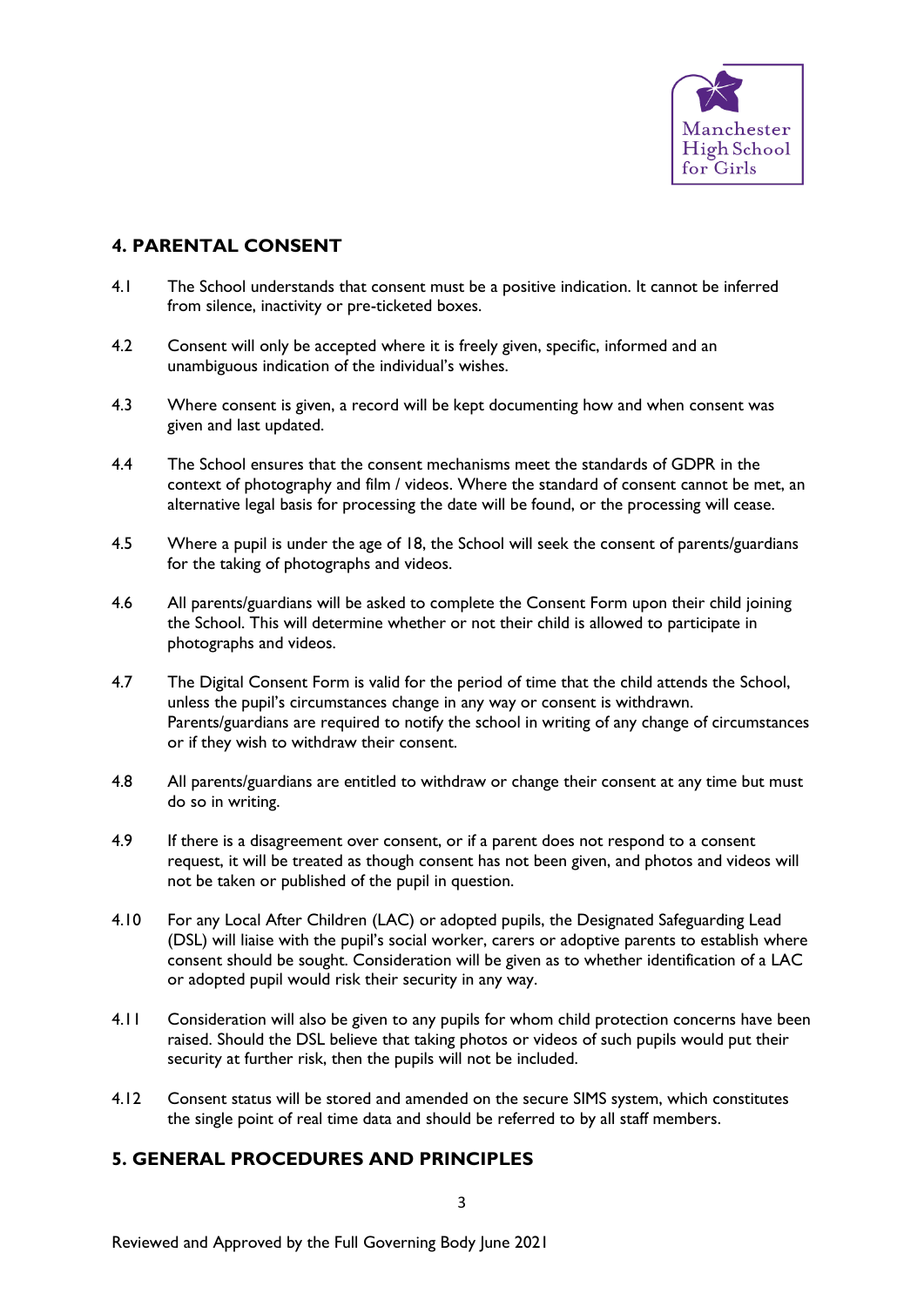## 4. PARENTAL CONSENT

4.1 The School understands that consent must be a positive indication. It cannot be inferred from silence, inactivity or pre-ticketed boxes.

4.2 Consent will only be accepted where it is freely given, specific, informed and an unambiguous indication of the individual's wishes.

4.3 Where consent is given, a record will be kept documenting how and when consent was given and last updated.

4.4 The School ensures that the consent mechanisms meet the standards of GDPR in the context of photography and film / videos. Where the standard of consent cannot be met, an alternative legal basis for processing the date will be found, or the processing will cease.

4.5 Where a pupil is under the age of 18, the School will seek the consent of parents/guardians for the taking of photographs and videos.

4.6 All parents/guardians will be asked to complete the Consent Form upon their child joining the School. This will determine whether or not their child is allowed to participate in photographs and videos.

4.7 The Digital Consent Form is valid for the period of time that the child attends the School, unless the pupil's circumstances change in any way or consent is withdrawn. Parents/guardians are required to notify the school in writing of any change of circumstances or if they wish to withdraw their consent.

4.8 All parents/guardians are entitled to withdraw or change their consent at any time but must do so in writing.

4.9 If there is a disagreement over consent, or if a parent does not respond to a consent request, it will be treated as though consent has not been given, and photos and videos will not be taken or published of the pupil in question.

4.10 For any Local After Children (LAC) or adopted pupils, the Designated Safeguarding Lead (DSL) will liaise with the pupil's social worker, carers or adoptive parents to establish where consent should be sought. Consideration will be given as to whether identification of a LAC or adopted pupil would risk their security in any way.

4.11 Consideration will also be given to any pupils for whom child protection concerns have been raised. Should the DSL believe that taking photos or videos of such pupils would put their security at further risk, then the pupils will not be included.

4.12 Consent status will be stored and amended on the secure SIMS system, which constitutes the single point of real time data and should be referred to by all staff members.

## 5. GENERAL PROCEDURES AND PRINCIPLES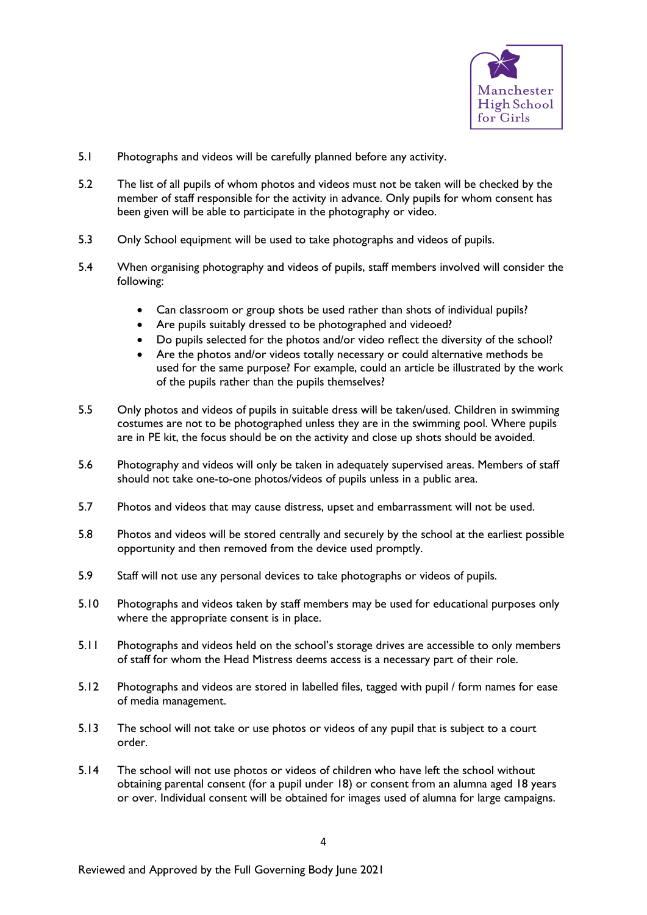5.1 Photographs and videos will be carefully planned before any activity.

5.2 The list of all pupils of whom photos and videos must not be taken will be checked by the member of staff responsible for the activity in advance. Only pupils for whom consent has been given will be able to participate in the photography or video.

5.3 Only School equipment will be used to take photographs and videos of pupils.

5.4 When organising photography and videos of pupils, staff members involved will consider the following:

- Can classroom or group shots be used rather than shots of individual pupils?
- Are pupils suitably dressed to be photographed and videoed?
- Do pupils selected for the photos and/or video reflect the diversity of the school?
- Are the photos and/or videos totally necessary or could alternative methods be used for the same purpose? For example, could an article be illustrated by the work of the pupils rather than the pupils themselves?

5.5 Only photos and videos of pupils in suitable dress will be taken/used. Children in swimming costumes are not to be photographed unless they are in the swimming pool. Where pupils are in PE kit, the focus should be on the activity and close up shots should be avoided.

5.6 Photography and videos will only be taken in adequately supervised areas. Members of staff should not take one-to-one photos/videos of pupils unless in a public area.

5.7 Photos and videos that may cause distress, upset and embarrassment will not be used.

5.8 Photos and videos will be stored centrally and securely by the school at the earliest possible opportunity and then removed from the device used promptly.

5.9 Staff will not use any personal devices to take photographs or videos of pupils.

5.10 Photographs and videos taken by staff members may be used for educational purposes only where the appropriate consent is in place.

5.11 Photographs and videos held on the school's storage drives are accessible to only members of staff for whom the Head Mistress deems access is a necessary part of their role.

5.12 Photographs and videos are stored in labelled files, tagged with pupil / form names for ease of media management.

5.13 The school will not take or use photos or videos of any pupil that is subject to a court order.

5.14 The school will not use photos or videos of children who have left the school without obtaining parental consent (for a pupil under 18) or consent from an alumna aged 18 years or over. Individual consent will be obtained for images used of alumna for large campaigns.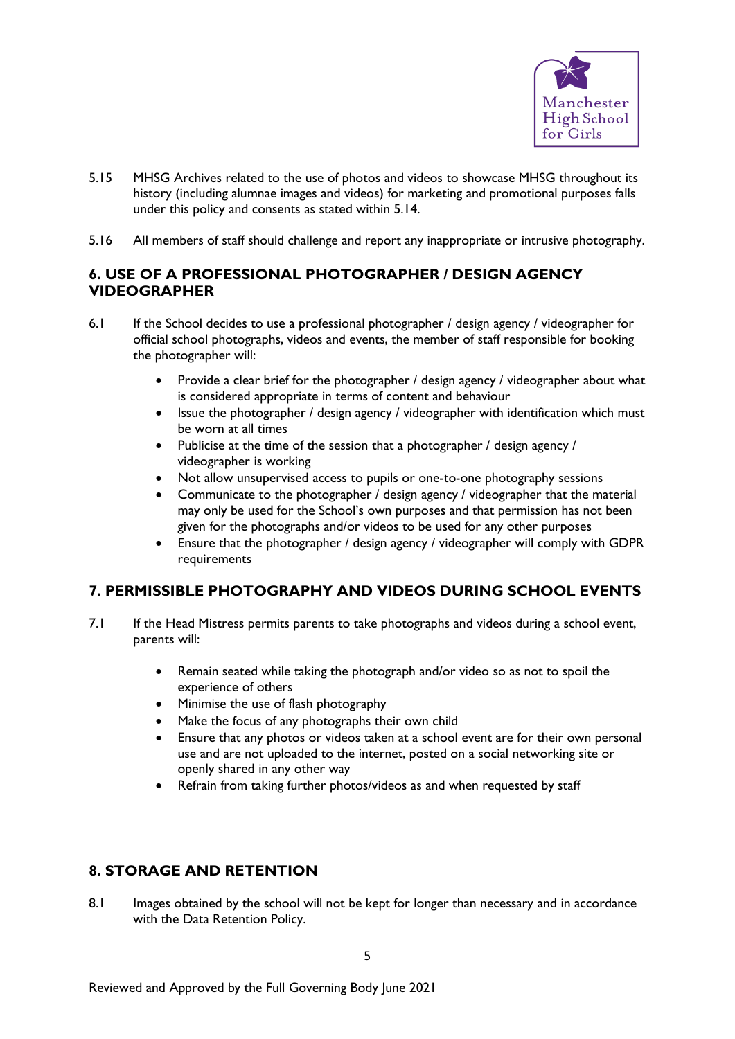5.15 MHSG Archives related to the use of photos and videos to showcase MHSG throughout its history (including alumnae images and videos) for marketing and promotional purposes falls under this policy and consents as stated within 5.14.

5.16 All members of staff should challenge and report any inappropriate or intrusive photography.

## 6. USE OF A PROFESSIONAL PHOTOGRAPHER / DESIGN AGENCY VIDEOGRAPHER

6.1 If the School decides to use a professional photographer / design agency / videographer for official school photographs, videos and events, the member of staff responsible for booking the photographer will:

- Provide a clear brief for the photographer / design agency / videographer about what is considered appropriate in terms of content and behaviour
- Issue the photographer / design agency / videographer with identification which must be worn at all times
- Publicise at the time of the session that a photographer / design agency / videographer is working
- Not allow unsupervised access to pupils or one-to-one photography sessions
- Communicate to the photographer / design agency / videographer that the material may only be used for the School's own purposes and that permission has not been given for the photographs and/or videos to be used for any other purposes
- Ensure that the photographer / design agency / videographer will comply with GDPR requirements

## 7. PERMISSIBLE PHOTOGRAPHY AND VIDEOS DURING SCHOOL EVENTS

7.1 If the Head Mistress permits parents to take photographs and videos during a school event, parents will:

- Remain seated while taking the photograph and/or video so as not to spoil the experience of others
- Minimise the use of flash photography
- Make the focus of any photographs their own child
- Ensure that any photos or videos taken at a school event are for their own personal use and are not uploaded to the internet, posted on a social networking site or openly shared in any other way
- Refrain from taking further photos/videos as and when requested by staff

## 8. STORAGE AND RETENTION

8.1 Images obtained by the school will not be kept for longer than necessary and in accordance with the Data Retention Policy.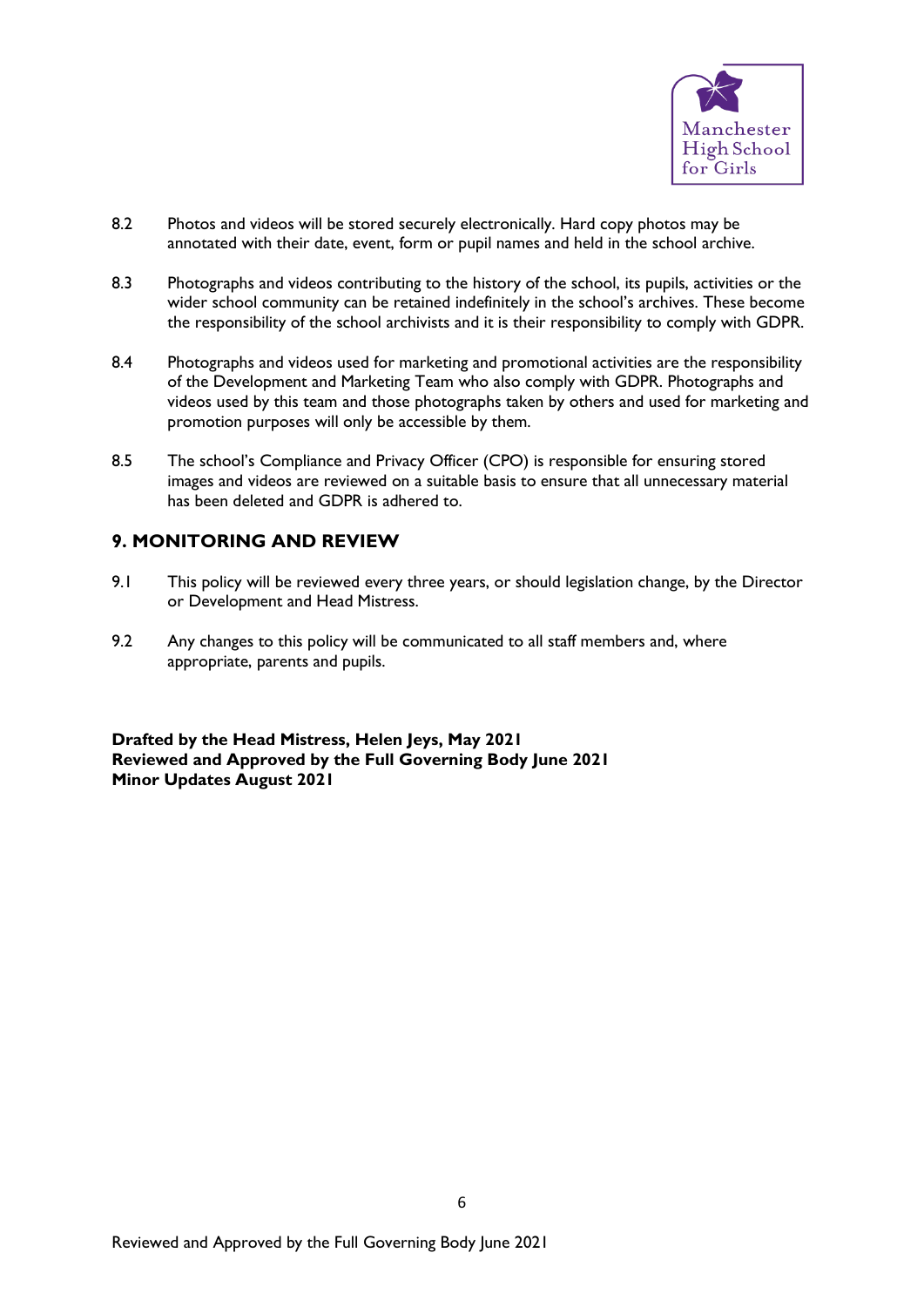8.2 Photos and videos will be stored securely electronically. Hard copy photos may be annotated with their date, event, form or pupil names and held in the school archive.

8.3 Photographs and videos contributing to the history of the school, its pupils, activities or the wider school community can be retained indefinitely in the school's archives. These become the responsibility of the school archivists and it is their responsibility to comply with GDPR.

8.4 Photographs and videos used for marketing and promotional activities are the responsibility of the Development and Marketing Team who also comply with GDPR. Photographs and videos used by this team and those photographs taken by others and used for marketing and promotion purposes will only be accessible by them.

8.5 The school's Compliance and Privacy Officer (CPO) is responsible for ensuring stored images and videos are reviewed on a suitable basis to ensure that all unnecessary material has been deleted and GDPR is adhered to.

## 9. MONITORING AND REVIEW

9.1 This policy will be reviewed every three years, or should legislation change, by the Director or Development and Head Mistress.

9.2 Any changes to this policy will be communicated to all staff members and, where appropriate, parents and pupils.

**Drafted by the Head Mistress, Helen Jeys, May 2021**
**Reviewed and Approved by the Full Governing Body June 2021**
**Minor Updates August 2021**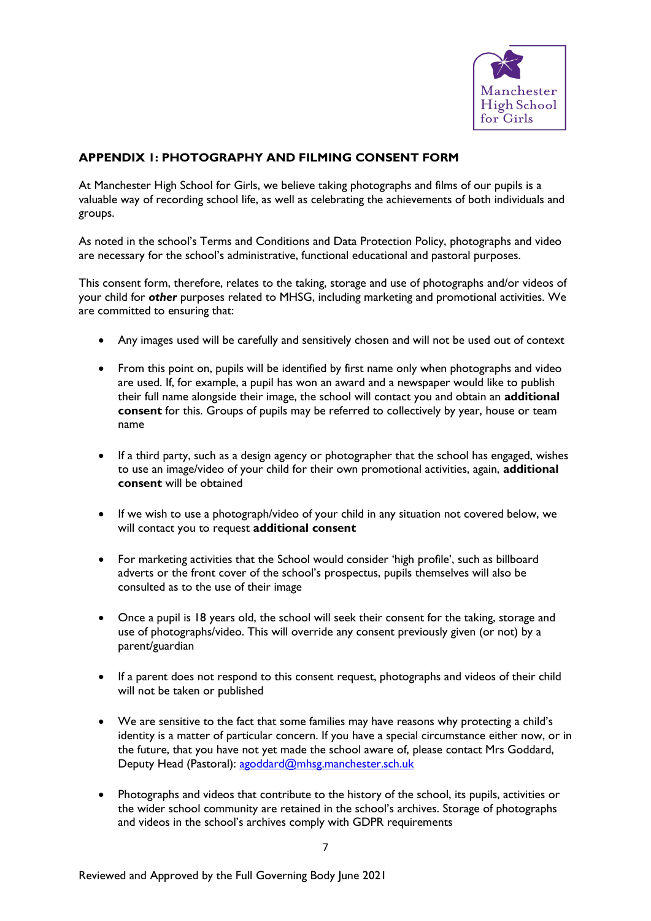## APPENDIX 1: PHOTOGRAPHY AND FILMING CONSENT FORM

At Manchester High School for Girls, we believe taking photographs and films of our pupils is a valuable way of recording school life, as well as celebrating the achievements of both individuals and groups.

As noted in the school's Terms and Conditions and Data Protection Policy, photographs and video are necessary for the school's administrative, functional educational and pastoral purposes.

This consent form, therefore, relates to the taking, storage and use of photographs and/or videos of your child for ***other*** purposes related to MHSG, including marketing and promotional activities. We are committed to ensuring that:

- Any images used will be carefully and sensitively chosen and will not be used out of context
- From this point on, pupils will be identified by first name only when photographs and video are used. If, for example, a pupil has won an award and a newspaper would like to publish their full name alongside their image, the school will contact you and obtain an **additional consent** for this. Groups of pupils may be referred to collectively by year, house or team name
- If a third party, such as a design agency or photographer that the school has engaged, wishes to use an image/video of your child for their own promotional activities, again, **additional consent** will be obtained
- If we wish to use a photograph/video of your child in any situation not covered below, we will contact you to request **additional consent**
- For marketing activities that the School would consider 'high profile', such as billboard adverts or the front cover of the school's prospectus, pupils themselves will also be consulted as to the use of their image
- Once a pupil is 18 years old, the school will seek their consent for the taking, storage and use of photographs/video. This will override any consent previously given (or not) by a parent/guardian
- If a parent does not respond to this consent request, photographs and videos of their child will not be taken or published
- We are sensitive to the fact that some families may have reasons why protecting a child's identity is a matter of particular concern. If you have a special circumstance either now, or in the future, that you have not yet made the school aware of, please contact Mrs Goddard, Deputy Head (Pastoral): agoddard@mhsg.manchester.sch.uk
- Photographs and videos that contribute to the history of the school, its pupils, activities or the wider school community are retained in the school's archives. Storage of photographs and videos in the school's archives comply with GDPR requirements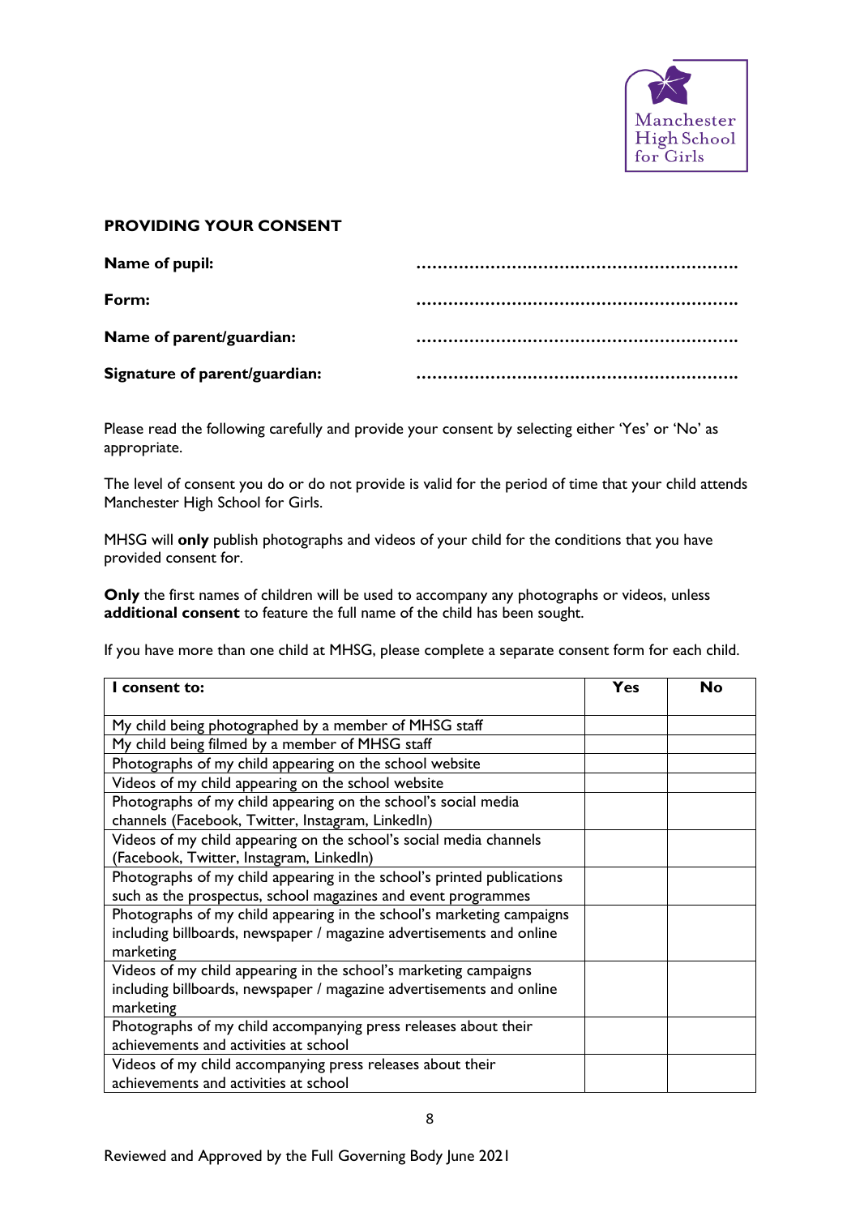Manchester High School for Girls

## PROVIDING YOUR CONSENT

**Name of pupil:** ……………………………………………………

**Form:** ……………………………………………………

**Name of parent/guardian:** ……………………………………………………

**Signature of parent/guardian:** ……………………………………………………

Please read the following carefully and provide your consent by selecting either 'Yes' or 'No' as appropriate.

The level of consent you do or do not provide is valid for the period of time that your child attends Manchester High School for Girls.

MHSG will **only** publish photographs and videos of your child for the conditions that you have provided consent for.

**Only** the first names of children will be used to accompany any photographs or videos, unless **additional consent** to feature the full name of the child has been sought.

If you have more than one child at MHSG, please complete a separate consent form for each child.

| I consent to: | Yes | No |
|---|---|---|
| My child being photographed by a member of MHSG staff | | |
| My child being filmed by a member of MHSG staff | | |
| Photographs of my child appearing on the school website | | |
| Videos of my child appearing on the school website | | |
| Photographs of my child appearing on the school's social media channels (Facebook, Twitter, Instagram, LinkedIn) | | |
| Videos of my child appearing on the school's social media channels (Facebook, Twitter, Instagram, LinkedIn) | | |
| Photographs of my child appearing in the school's printed publications such as the prospectus, school magazines and event programmes | | |
| Photographs of my child appearing in the school's marketing campaigns including billboards, newspaper / magazine advertisements and online marketing | | |
| Videos of my child appearing in the school's marketing campaigns including billboards, newspaper / magazine advertisements and online marketing | | |
| Photographs of my child accompanying press releases about their achievements and activities at school | | |
| Videos of my child accompanying press releases about their achievements and activities at school | | |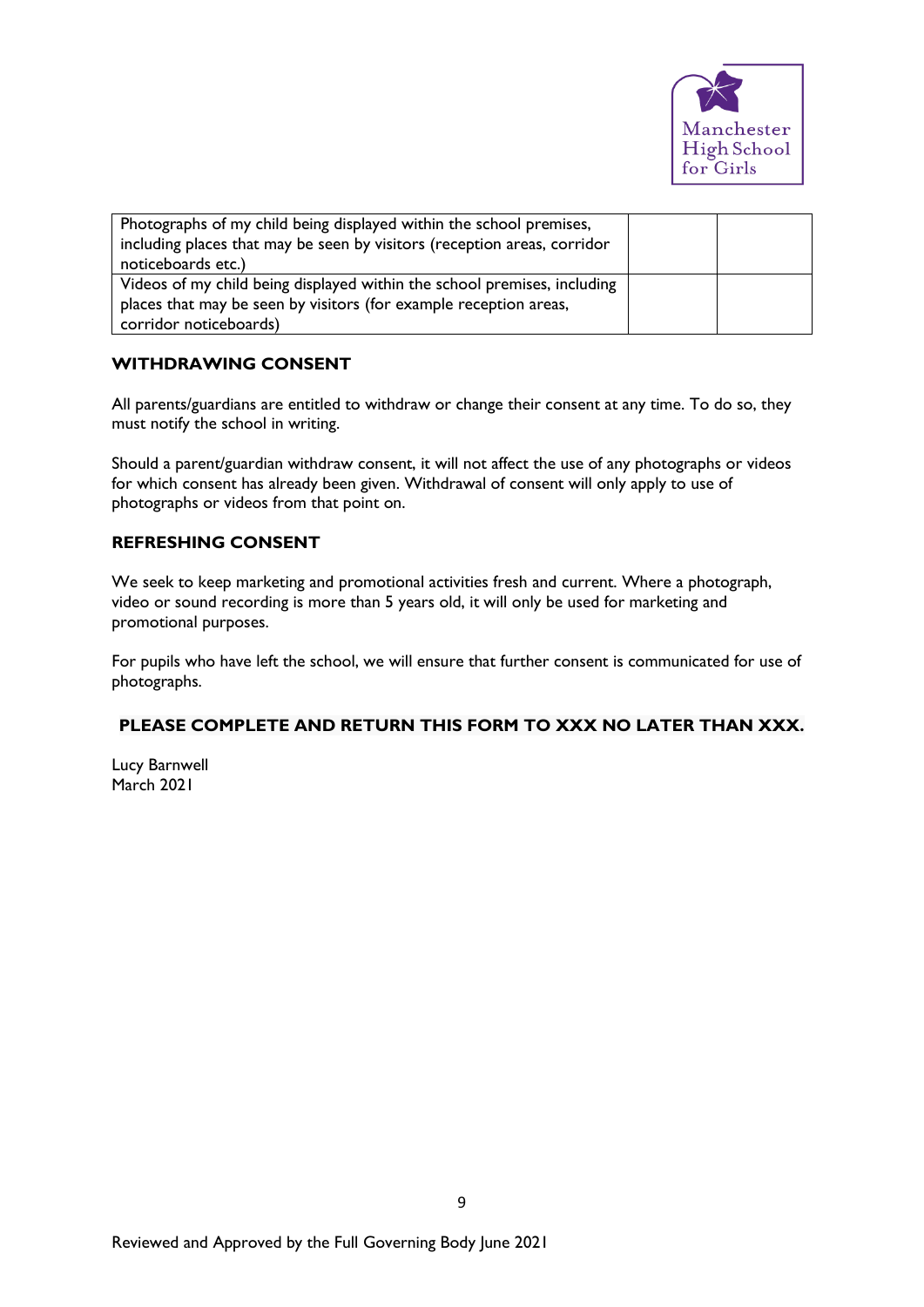| | | |
|---|---|---|
| Photographs of my child being displayed within the school premises, including places that may be seen by visitors (reception areas, corridor noticeboards etc.) | | |
| Videos of my child being displayed within the school premises, including places that may be seen by visitors (for example reception areas, corridor noticeboards) | | |

## WITHDRAWING CONSENT

All parents/guardians are entitled to withdraw or change their consent at any time. To do so, they must notify the school in writing.

Should a parent/guardian withdraw consent, it will not affect the use of any photographs or videos for which consent has already been given. Withdrawal of consent will only apply to use of photographs or videos from that point on.

## REFRESHING CONSENT

We seek to keep marketing and promotional activities fresh and current. Where a photograph, video or sound recording is more than 5 years old, it will only be used for marketing and promotional purposes.

For pupils who have left the school, we will ensure that further consent is communicated for use of photographs.

**PLEASE COMPLETE AND RETURN THIS FORM TO XXX NO LATER THAN XXX.**

Lucy Barnwell
March 2021

Reviewed and Approved by the Full Governing Body June 2021